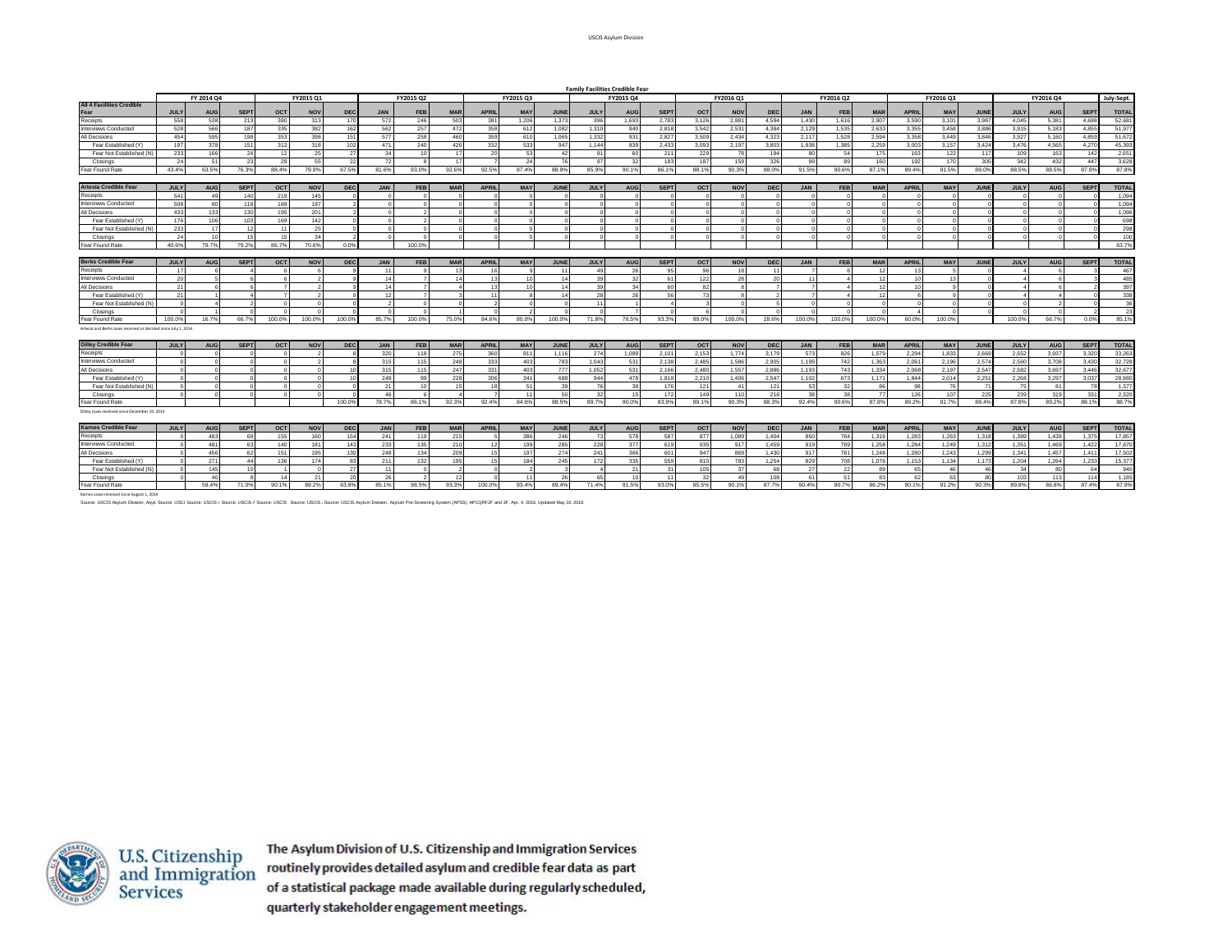USCIS Asylum Division

## Family Facilities Credible Fear

| All 4 Facilities Credible Fear | FY 2014 Q4 | | | FY2015 Q1 | | | FY2015 Q2 | | | FY2015 Q3 | | | FY2015 Q4 | | | FY2016 Q1 | | | FY2016 Q2 | | | FY2016 Q3 | | | FY2016 Q4 | | | July-Sept. |
|---|---|---|---|---|---|---|---|---|---|---|---|---|---|---|---|---|---|---|---|---|---|---|---|---|---|---|---|---|
| | JULY | AUG | SEPT | OCT | NOV | DEC | JAN | FEB | MAR | APRIL | MAY | JUNE | JULY | AUG | SEPT | OCT | NOV | DEC | JAN | FEB | MAR | APRIL | MAY | JUNE | JULY | AUG | SEPT | TOTAL |
| Receipts | 558 | 538 | 213 | 380 | 313 | 170 | 572 | 246 | 503 | 381 | 1,206 | 1,373 | 396 | 1,693 | 2,783 | 3,126 | 2,881 | 4,594 | 1,430 | 1,616 | 2,907 | 3,590 | 3,101 | 3,987 | 4,045 | 5,381 | 4,698 | 52,681 |
| Interviews Conducted | 528 | 566 | 187 | 335 | 382 | 162 | 562 | 257 | 472 | 358 | 612 | 1,082 | 1,310 | 940 | 2,818 | 3,542 | 2,531 | 4,384 | 2,129 | 1,535 | 2,633 | 3,355 | 3,458 | 3,886 | 3,915 | 5,183 | 4,855 | 51,977 |
| All Decisions | 454 | 595 | 198 | 353 | 398 | 151 | 577 | 258 | 460 | 359 | 610 | 1,065 | 1,332 | 931 | 2,827 | 3,509 | 2,434 | 4,323 | 2,117 | 1,528 | 2,594 | 3,358 | 3,449 | 3,846 | 3,927 | 5,160 | 4,859 | 51,672 |
| Fear Established (Y) | 197 | 378 | 151 | 312 | 318 | 102 | 471 | 240 | 426 | 332 | 533 | 947 | 1,144 | 839 | 2,433 | 3,093 | 2,197 | 3,803 | 1,938 | 1,385 | 2,259 | 3,003 | 3,157 | 3,424 | 3,476 | 4,565 | 4,270 | 45,393 |
| Fear Not Established (N) | 233 | 166 | 24 | 12 | 25 | 27 | 34 | 10 | 17 | 20 | 53 | 42 | 91 | 60 | 211 | 229 | 78 | 194 | 80 | 54 | 175 | 163 | 122 | 117 | 109 | 163 | 142 | 2,651 |
| Closings | 24 | 51 | 23 | 29 | 55 | 22 | 72 | 8 | 17 | 7 | 24 | 76 | 97 | 32 | 183 | 187 | 159 | 326 | 99 | 89 | 160 | 192 | 170 | 305 | 342 | 432 | 447 | 3,628 |
| Fear Found Rate | 43.4% | 63.5% | 76.3% | 88.4% | 79.9% | 67.5% | 81.6% | 93.0% | 92.6% | 92.5% | 87.4% | 88.9% | 85.9% | 90.1% | 86.1% | 88.1% | 90.3% | 88.0% | 91.5% | 90.6% | 87.1% | 89.4% | 91.5% | 89.0% | 88.5% | 88.5% | 87.9% | 87.8% |

| Artesia Credible Fear | JULY | AUG | SEPT | OCT | NOV | DEC | JAN | FEB | MAR | APRIL | MAY | JUNE | JULY | AUG | SEPT | OCT | NOV | DEC | JAN | FEB | MAR | APRIL | MAY | JUNE | JULY | AUG | SEPT | TOTAL |
|---|---|---|---|---|---|---|---|---|---|---|---|---|---|---|---|---|---|---|---|---|---|---|---|---|---|---|---|---|
| Receipts | 541 | 49 | 140 | 219 | 145 | 0 | 0 | 0 | 0 | 0 | 0 | 0 | 0 | 0 | 0 | 0 | 0 | 0 | 0 | 0 | 0 | 0 | 0 | 0 | 0 | 0 | 0 | 1,094 |
| Interviews Conducted | 508 | 80 | 118 | 189 | 197 | 2 | 0 | 0 | 0 | 0 | 0 | 0 | 0 | 0 | 0 | 0 | 0 | 0 | 0 | 0 | 0 | 0 | 0 | 0 | 0 | 0 | 0 | 1,094 |
| All Decisions | 433 | 133 | 130 | 195 | 201 | 2 | 0 | 2 | 0 | 0 | 0 | 0 | 0 | 0 | 0 | 0 | 0 | 0 | 0 | 0 | 0 | 0 | 0 | 0 | 0 | 0 | 0 | 1,096 |
| Fear Established (Y) | 176 | 106 | 103 | 169 | 142 | 0 | 0 | 2 | 0 | 0 | 0 | 0 | 0 | 0 | 0 | 0 | 0 | 0 | 0 | 0 | 0 | 0 | 0 | 0 | 0 | 0 | 0 | 698 |
| Fear Not Established (N) | 233 | 17 | 12 | 11 | 25 | 0 | 0 | 0 | 0 | 0 | 0 | 0 | 0 | 0 | 0 | 0 | 0 | 0 | 0 | 0 | 0 | 0 | 0 | 0 | 0 | 0 | 0 | 298 |
| Closings | 24 | 10 | 15 | 15 | 34 | 2 | 0 | 0 | 0 | 0 | 0 | 0 | 0 | 0 | 0 | 0 | 0 | 0 | 0 | 0 | 0 | 0 | 0 | 0 | 0 | 0 | 0 | 100 |
| Fear Found Rate | 40.6% | 79.7% | 79.2% | 86.7% | 70.6% | 0.0% | | 100.0% | | | | | | | | | | | | | | | | | | | | 63.7% |

Artesia and Berks cases received or decided since July 1, 2014

| Berks Credible Fear | JULY | AUG | SEPT | OCT | NOV | DEC | JAN | FEB | MAR | APRIL | MAY | JUNE | JULY | AUG | SEPT | OCT | NOV | DEC | JAN | FEB | MAR | APRIL | MAY | JUNE | JULY | AUG | SEPT | TOTAL |
|---|---|---|---|---|---|---|---|---|---|---|---|---|---|---|---|---|---|---|---|---|---|---|---|---|---|---|---|---|
| Receipts | 17 | 6 | 4 | 6 | 6 | 8 | 11 | 9 | 13 | 16 | 9 | 11 | 49 | 26 | 95 | 96 | 18 | 11 | 7 | 6 | 12 | 13 | 5 | 0 | 4 | 6 | 3 | 467 |
| Interviews Conducted | 20 | 5 | 6 | 6 | 2 | 9 | 14 | 7 | 14 | 13 | 10 | 14 | 39 | 32 | 61 | 122 | 28 | 20 | 11 | 4 | 12 | 10 | 13 | 0 | 4 | 6 | 3 | 485 |
| All Decisions | 21 | 6 | 6 | 7 | 2 | 9 | 14 | 7 | 4 | 13 | 10 | 14 | 39 | 34 | 60 | 82 | 8 | 7 | 7 | 4 | 12 | 10 | 9 | 0 | 4 | 6 | 2 | 397 |
| Fear Established (Y) | 21 | 1 | 4 | 7 | 2 | 9 | 12 | 7 | 3 | 11 | 8 | 14 | 28 | 26 | 56 | 73 | 8 | 2 | 7 | 4 | 12 | 6 | 9 | 0 | 4 | 4 | 0 | 338 |
| Fear Not Established (N) | 0 | 4 | 2 | 0 | 0 | 0 | 2 | 0 | 0 | 2 | 0 | 0 | 11 | 1 | 4 | 3 | 0 | 5 | 0 | 0 | 0 | 0 | 0 | 0 | 0 | 2 | 0 | 36 |
| Closings | 0 | 1 | 0 | 0 | 0 | 0 | 0 | 0 | 1 | 0 | 2 | 0 | 0 | 7 | 0 | 6 | 0 | 0 | 0 | 0 | 0 | 4 | 0 | 0 | 0 | 0 | 2 | 23 |
| Fear Found Rate | 100.0% | 16.7% | 66.7% | 100.0% | 100.0% | 100.0% | 85.7% | 100.0% | 75.0% | 84.6% | 80.0% | 100.0% | 71.8% | 76.5% | 93.3% | 89.0% | 100.0% | 28.6% | 100.0% | 100.0% | 100.0% | 60.0% | 100.0% | | 100.0% | 66.7% | 0.0% | 85.1% |

| Dilley Credible Fear | JULY | AUG | SEPT | OCT | NOV | DEC | JAN | FEB | MAR | APRIL | MAY | JUNE | JULY | AUG | SEPT | OCT | NOV | DEC | JAN | FEB | MAR | APRIL | MAY | JUNE | JULY | AUG | SEPT | TOTAL |
|---|---|---|---|---|---|---|---|---|---|---|---|---|---|---|---|---|---|---|---|---|---|---|---|---|---|---|---|---|
| Receipts | 0 | 0 | 0 | 0 | 2 | 8 | 320 | 118 | 275 | 360 | 811 | 1,116 | 274 | 1,089 | 2,101 | 2,153 | 1,774 | 3,179 | 573 | 826 | 1,579 | 2,294 | 1,833 | 2,669 | 2,652 | 3,937 | 3,320 | 33,263 |
| Interviews Conducted | 0 | 0 | 0 | 0 | 2 | 8 | 315 | 115 | 248 | 333 | 403 | 783 | 1,043 | 531 | 2,138 | 2,485 | 1,586 | 2,905 | 1,199 | 742 | 1,363 | 2,061 | 2,196 | 2,574 | 2,560 | 3,708 | 3,430 | 32,728 |
| All Decisions | 0 | 0 | 0 | 0 | 0 | 10 | 315 | 115 | 247 | 331 | 403 | 777 | 1,052 | 531 | 2,166 | 2,480 | 1,557 | 2,886 | 1,193 | 743 | 1,334 | 2,068 | 2,197 | 2,547 | 2,582 | 3,697 | 3,446 | 32,677 |
| Fear Established (Y) | 0 | 0 | 0 | 0 | 0 | 10 | 248 | 99 | 228 | 306 | 341 | 688 | 944 | 478 | 1,818 | 2,210 | 1,406 | 2,547 | 1,102 | 673 | 1,171 | 1,844 | 2,014 | 2,251 | 2,268 | 3,297 | 3,037 | 28,980 |
| Fear Not Established (N) | 0 | 0 | 0 | 0 | 0 | 0 | 21 | 10 | 15 | 18 | 51 | 39 | 76 | 38 | 176 | 121 | 41 | 121 | 53 | 32 | 86 | 98 | 76 | 71 | 75 | 81 | 78 | 1,377 |
| Closings | 0 | 0 | 0 | 0 | 0 | 0 | 46 | 6 | 4 | 7 | 11 | 50 | 32 | 15 | 172 | 149 | 110 | 218 | 38 | 38 | 77 | 126 | 107 | 225 | 239 | 319 | 331 | 2,320 |
| Fear Found Rate | | | | | | 100.0% | 78.7% | 86.1% | 92.3% | 92.4% | 84.6% | 88.5% | 89.7% | 90.0% | 83.9% | 89.1% | 90.3% | 88.3% | 92.4% | 90.6% | 87.8% | 89.2% | 91.7% | 88.4% | 87.8% | 89.2% | 88.1% | 88.7% |

Dilley cases received since December 19, 2014

| Karnes Credible Fear | JULY | AUG | SEPT | OCT | NOV | DEC | JAN | FEB | MAR | APRIL | MAY | JUNE | JULY | AUG | SEPT | OCT | NOV | DEC | JAN | FEB | MAR | APRIL | MAY | JUNE | JULY | AUG | SEPT | TOTAL |
|---|---|---|---|---|---|---|---|---|---|---|---|---|---|---|---|---|---|---|---|---|---|---|---|---|---|---|---|---|
| Receipts | 0 | 483 | 69 | 155 | 160 | 154 | 241 | 119 | 215 | 5 | 386 | 246 | 73 | 578 | 587 | 877 | 1,089 | 1,404 | 850 | 784 | 1,316 | 1,283 | 1,263 | 1,318 | 1,389 | 1,438 | 1,375 | 17,857 |
| Interviews Conducted | 0 | 481 | 63 | 140 | 181 | 143 | 233 | 135 | 210 | 12 | 199 | 285 | 228 | 377 | 619 | 935 | 917 | 1,459 | 919 | 789 | 1,258 | 1,284 | 1,249 | 1,312 | 1,351 | 1,469 | 1,422 | 17,670 |
| All Decisions | 0 | 456 | 62 | 151 | 195 | 130 | 248 | 134 | 209 | 15 | 197 | 274 | 241 | 366 | 601 | 947 | 869 | 1,430 | 917 | 781 | 1,248 | 1,280 | 1,243 | 1,299 | 1,341 | 1,457 | 1,411 | 17,502 |
| Fear Established (Y) | 0 | 271 | 44 | 136 | 174 | 83 | 211 | 132 | 195 | 15 | 184 | 245 | 172 | 335 | 559 | 810 | 783 | 1,254 | 829 | 708 | 1,076 | 1,153 | 1,134 | 1,173 | 1,204 | 1,264 | 1,233 | 15,377 |
| Fear Not Established (N) | 0 | 145 | 10 | 1 | 0 | 27 | 11 | 0 | 2 | 0 | 2 | 3 | 4 | 21 | 31 | 105 | 37 | 68 | 27 | 22 | 89 | 65 | 46 | 46 | 34 | 80 | 64 | 940 |
| Closings | 0 | 40 | 8 | 14 | 21 | 20 | 26 | 2 | 12 | 0 | 11 | 26 | 65 | 10 | 11 | 32 | 49 | 108 | 61 | 51 | 83 | 62 | 63 | 80 | 103 | 113 | 114 | 1,185 |
| Fear Found Rate | | 59.4% | 71.0% | 90.1% | 89.2% | 63.8% | 85.1% | 98.5% | 93.3% | 100.0% | 93.4% | 89.4% | 71.4% | 91.5% | 93.0% | 85.5% | 90.1% | 87.7% | 90.4% | 90.7% | 86.2% | 90.1% | 91.2% | 90.3% | 89.8% | 86.8% | 87.4% | 87.9% |

Karnes cases received since August 1, 2014

Source: USCIS Asylum Division, Asyk Source: USCI Source: USCIS / Source: USCIS / Source: USCIS Source: USCIS , Source: USCIS Asylum Division, Asylum Pre-Screening System (APSS), APCQRF2F and 3F, Apr. 4, 2016. Updated May 16, 2016.

U.S. Citizenship and Immigration Services

**The Asylum Division of U.S. Citizenship and Immigration Services routinely provides detailed asylum and credible fear data as part of a statistical package made available during regularly scheduled, quarterly stakeholder engagement meetings.**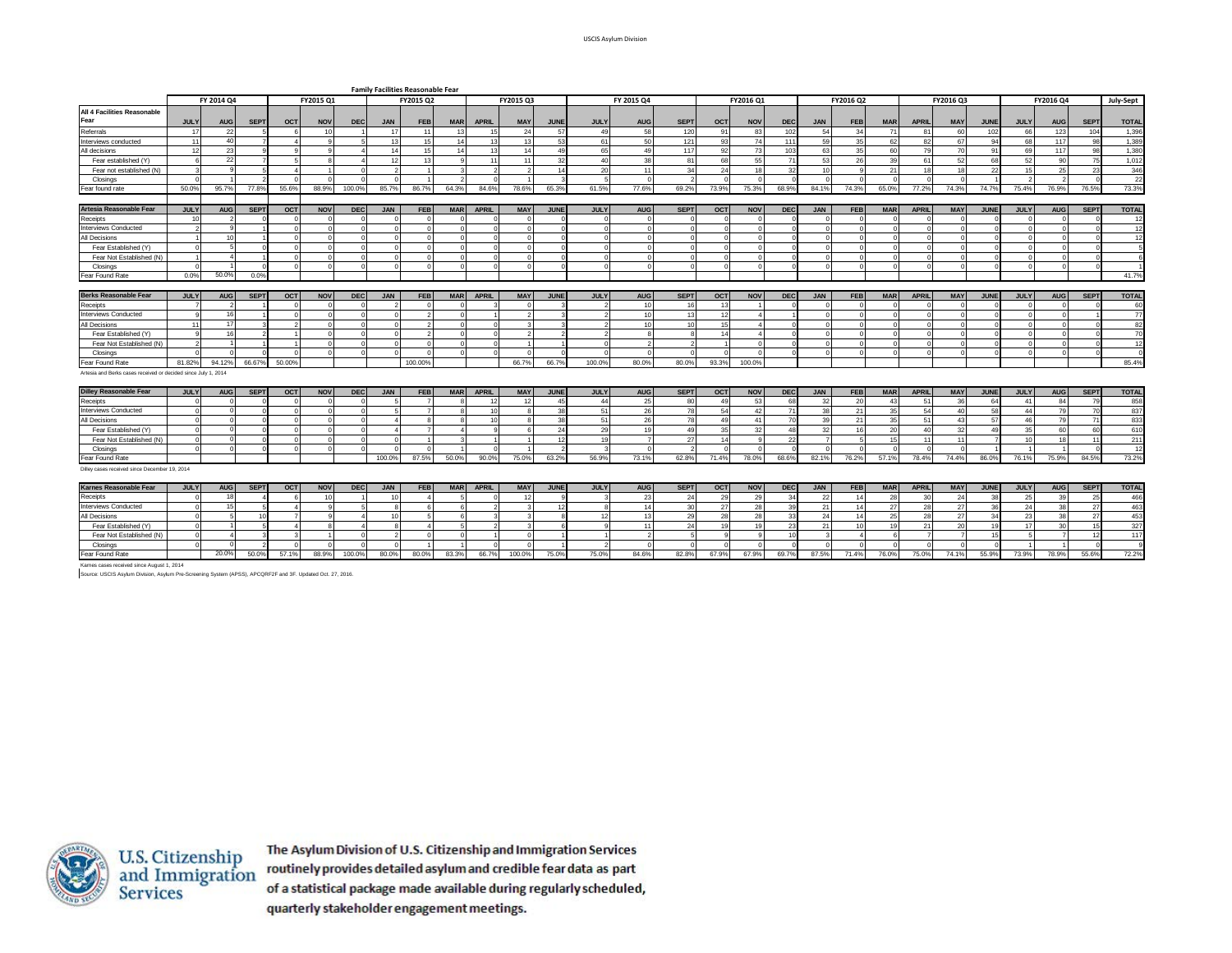## Family Facilities Reasonable Fear

| | FY 2014 Q4 | | | FY2015 Q1 | | | FY2015 Q2 | | | FY2015 Q3 | | | FY 2015 Q4 | | | FY2016 Q1 | | | FY2016 Q2 | | | FY2016 Q3 | | | FY2016 Q4 | | | July-Sept |
|---|---|---|---|---|---|---|---|---|---|---|---|---|---|---|---|---|---|---|---|---|---|---|---|---|---|---|---|---|
| **All 4 Facilities Reasonable Fear** | JULY | AUG | SEPT | OCT | NOV | DEC | JAN | FEB | MAR | APRIL | MAY | JUNE | JULY | AUG | SEPT | OCT | NOV | DEC | JAN | FEB | MAR | APRIL | MAY | JUNE | JULY | AUG | SEPT | TOTAL |
| Referrals | 17 | 22 | 5 | 6 | 10 | 1 | 17 | 11 | 13 | 15 | 24 | 57 | 49 | 58 | 120 | 91 | 83 | 102 | 54 | 34 | 71 | 81 | 60 | 102 | 66 | 123 | 104 | 1,396 |
| Interviews conducted | 11 | 40 | 7 | 4 | 9 | 5 | 13 | 15 | 14 | 13 | 13 | 53 | 61 | 50 | 121 | 93 | 74 | 111 | 59 | 35 | 62 | 82 | 67 | 94 | 68 | 117 | 98 | 1,389 |
| All decisions | 12 | 23 | 9 | 9 | 9 | 4 | 14 | 15 | 14 | 13 | 14 | 49 | 65 | 49 | 117 | 92 | 73 | 103 | 63 | 35 | 60 | 79 | 70 | 91 | 69 | 117 | 98 | 1,380 |
| Fear established (Y) | 6 | 22 | 7 | 5 | 8 | 4 | 12 | 13 | 9 | 11 | 11 | 32 | 40 | 38 | 81 | 68 | 55 | 71 | 53 | 26 | 39 | 61 | 52 | 68 | 52 | 90 | 75 | 1,012 |
| Fear not established (N) | 3 | 9 | 5 | 4 | 1 | 0 | 2 | 1 | 3 | 2 | 2 | 14 | 20 | 11 | 34 | 24 | 18 | 32 | 10 | 9 | 21 | 18 | 18 | 22 | 15 | 25 | 23 | 346 |
| Closings | 0 | 1 | 2 | 0 | 0 | 0 | 0 | 1 | 2 | 0 | 1 | 3 | 5 | 0 | 2 | 0 | 0 | 0 | 0 | 0 | 0 | 0 | 0 | 1 | 2 | 2 | 0 | 22 |
| Fear found rate | 50.0% | 95.7% | 77.8% | 55.6% | 88.9% | 100.0% | 85.7% | 86.7% | 64.3% | 84.6% | 78.6% | 65.3% | 61.5% | 77.6% | 69.2% | 73.9% | 75.3% | 68.9% | 84.1% | 74.3% | 65.0% | 77.2% | 74.3% | 74.7% | 75.4% | 76.9% | 76.5% | 73.3% |
| **Artesia Reasonable Fear** | JULY | AUG | SEPT | OCT | NOV | DEC | JAN | FEB | MAR | APRIL | MAY | JUNE | JULY | AUG | SEPT | OCT | NOV | DEC | JAN | FEB | MAR | APRIL | MAY | JUNE | JULY | AUG | SEPT | TOTAL |
| Receipts | 10 | 2 | 0 | 0 | 0 | 0 | 0 | 0 | 0 | 0 | 0 | 0 | 0 | 0 | 0 | 0 | 0 | 0 | 0 | 0 | 0 | 0 | 0 | 0 | 0 | 0 | 0 | 12 |
| Interviews Conducted | 2 | 9 | 1 | 0 | 0 | 0 | 0 | 0 | 0 | 0 | 0 | 0 | 0 | 0 | 0 | 0 | 0 | 0 | 0 | 0 | 0 | 0 | 0 | 0 | 0 | 0 | 0 | 12 |
| All Decisions | 1 | 10 | 1 | 0 | 0 | 0 | 0 | 0 | 0 | 0 | 0 | 0 | 0 | 0 | 0 | 0 | 0 | 0 | 0 | 0 | 0 | 0 | 0 | 0 | 0 | 0 | 0 | 12 |
| Fear Established (Y) | 0 | 5 | 0 | 0 | 0 | 0 | 0 | 0 | 0 | 0 | 0 | 0 | 0 | 0 | 0 | 0 | 0 | 0 | 0 | 0 | 0 | 0 | 0 | 0 | 0 | 0 | 0 | 5 |
| Fear Not Established (N) | 1 | 4 | 1 | 0 | 0 | 0 | 0 | 0 | 0 | 0 | 0 | 0 | 0 | 0 | 0 | 0 | 0 | 0 | 0 | 0 | 0 | 0 | 0 | 0 | 0 | 0 | 0 | 6 |
| Closings | 0 | 1 | 0 | 0 | 0 | 0 | 0 | 0 | 0 | 0 | 0 | 0 | 0 | 0 | 0 | 0 | 0 | 0 | 0 | 0 | 0 | 0 | 0 | 0 | 0 | 0 | 0 | 1 |
| Fear Found Rate | 0.0% | 50.0% | 0.0% | | | | | | | | | | | | | | | | | | | | | | | | | 41.7% |
| **Berks Reasonable Fear** | JULY | AUG | SEPT | OCT | NOV | DEC | JAN | FEB | MAR | APRIL | MAY | JUNE | JULY | AUG | SEPT | OCT | NOV | DEC | JAN | FEB | MAR | APRIL | MAY | JUNE | JULY | AUG | SEPT | TOTAL |
| Receipts | 7 | 2 | 1 | 0 | 0 | 0 | 2 | 0 | 0 | 3 | 0 | 3 | 2 | 10 | 16 | 13 | 1 | 0 | 0 | 0 | 0 | 0 | 0 | 0 | 0 | 0 | 0 | 60 |
| Interviews Conducted | 9 | 16 | 1 | 0 | 0 | 0 | 0 | 2 | 0 | 1 | 2 | 3 | 2 | 10 | 13 | 12 | 4 | 1 | 0 | 0 | 0 | 0 | 0 | 0 | 0 | 0 | 1 | 77 |
| All Decisions | 11 | 17 | 3 | 2 | 0 | 0 | 0 | 2 | 0 | 0 | 3 | 3 | 2 | 10 | 10 | 15 | 4 | 0 | 0 | 0 | 0 | 0 | 0 | 0 | 0 | 0 | 0 | 82 |
| Fear Established (Y) | 9 | 16 | 2 | 1 | 0 | 0 | 0 | 2 | 0 | 0 | 2 | 2 | 2 | 8 | 8 | 14 | 4 | 0 | 0 | 0 | 0 | 0 | 0 | 0 | 0 | 0 | 0 | 70 |
| Fear Not Established (N) | 2 | 1 | 1 | 1 | 0 | 0 | 0 | 0 | 0 | 0 | 1 | 1 | 0 | 2 | 2 | 1 | 0 | 0 | 0 | 0 | 0 | 0 | 0 | 0 | 0 | 0 | 0 | 12 |
| Closings | 0 | 0 | 0 | 0 | 0 | 0 | 0 | 0 | 0 | 0 | 0 | 0 | 0 | 0 | 0 | 0 | 0 | 0 | 0 | 0 | 0 | 0 | 0 | 0 | 0 | 0 | 0 | 0 |
| Fear Found Rate | 81.82% | 94.12% | 66.67% | 50.00% | | | | 100.00% | | | 66.7% | 66.7% | 100.0% | 80.0% | 80.0% | 93.3% | 100.0% | | | | | | | | | | | 85.4% |

Artesia and Berks cases received or decided since July 1, 2014

| **Dilley Reasonable Fear** | JULY | AUG | SEPT | OCT | NOV | DEC | JAN | FEB | MAR | APRIL | MAY | JUNE | JULY | AUG | SEPT | OCT | NOV | DEC | JAN | FEB | MAR | APRIL | MAY | JUNE | JULY | AUG | SEPT | TOTAL |
|---|---|---|---|---|---|---|---|---|---|---|---|---|---|---|---|---|---|---|---|---|---|---|---|---|---|---|---|---|
| Receipts | 0 | 0 | 0 | 0 | 0 | 0 | 5 | 7 | 8 | 12 | 12 | 45 | 44 | 25 | 80 | 49 | 53 | 68 | 32 | 20 | 43 | 51 | 36 | 64 | 41 | 84 | 79 | 858 |
| Interviews Conducted | 0 | 0 | 0 | 0 | 0 | 0 | 5 | 7 | 8 | 10 | 8 | 38 | 51 | 26 | 78 | 54 | 42 | 71 | 38 | 21 | 35 | 54 | 40 | 58 | 44 | 79 | 70 | 837 |
| All Decisions | 0 | 0 | 0 | 0 | 0 | 0 | 4 | 8 | 8 | 10 | 8 | 38 | 51 | 26 | 78 | 49 | 41 | 70 | 39 | 21 | 35 | 51 | 43 | 57 | 46 | 79 | 71 | 833 |
| Fear Established (Y) | 0 | 0 | 0 | 0 | 0 | 0 | 4 | 7 | 4 | 9 | 6 | 24 | 29 | 19 | 49 | 35 | 32 | 48 | 32 | 16 | 20 | 40 | 32 | 49 | 35 | 60 | 60 | 610 |
| Fear Not Established (N) | 0 | 0 | 0 | 0 | 0 | 0 | 0 | 1 | 3 | 1 | 1 | 12 | 19 | 7 | 27 | 14 | 9 | 22 | 7 | 5 | 15 | 11 | 11 | 7 | 10 | 18 | 11 | 211 |
| Closings | 0 | 0 | 0 | 0 | 0 | 0 | 0 | 0 | 1 | 0 | 1 | 2 | 3 | 0 | 2 | 0 | 0 | 0 | 0 | 0 | 0 | 0 | 0 | 1 | 1 | 1 | 0 | 12 |
| Fear Found Rate | | | | | | | 100.0% | 87.5% | 50.0% | 90.0% | 75.0% | 63.2% | 56.9% | 73.1% | 62.8% | 71.4% | 78.0% | 68.6% | 82.1% | 76.2% | 57.1% | 78.4% | 74.4% | 86.0% | 76.1% | 75.9% | 84.5% | 73.2% |

Dilley cases received since December 19, 2014

| **Karnes Reasonable Fear** | JULY | AUG | SEPT | OCT | NOV | DEC | JAN | FEB | MAR | APRIL | MAY | JUNE | JULY | AUG | SEPT | OCT | NOV | DEC | JAN | FEB | MAR | APRIL | MAY | JUNE | JULY | AUG | SEPT | TOTAL |
|---|---|---|---|---|---|---|---|---|---|---|---|---|---|---|---|---|---|---|---|---|---|---|---|---|---|---|---|---|
| Receipts | 0 | 18 | 4 | 6 | 10 | 1 | 10 | 4 | 5 | 0 | 12 | 9 | 3 | 23 | 24 | 29 | 29 | 34 | 22 | 14 | 28 | 30 | 24 | 38 | 25 | 39 | 25 | 466 |
| Interviews Conducted | 0 | 15 | 5 | 4 | 9 | 5 | 8 | 6 | 6 | 2 | 3 | 12 | 8 | 14 | 30 | 27 | 28 | 39 | 21 | 14 | 27 | 28 | 27 | 36 | 24 | 38 | 27 | 463 |
| All Decisions | 0 | 5 | 10 | 7 | 9 | 4 | 10 | 5 | 6 | 3 | 3 | 8 | 12 | 13 | 29 | 28 | 28 | 33 | 24 | 14 | 25 | 28 | 27 | 34 | 23 | 38 | 27 | 453 |
| Fear Established (Y) | 0 | 1 | 5 | 4 | 8 | 4 | 8 | 4 | 5 | 2 | 3 | 6 | 9 | 11 | 24 | 19 | 19 | 23 | 21 | 10 | 19 | 21 | 20 | 19 | 17 | 30 | 15 | 327 |
| Fear Not Established (N) | 0 | 4 | 3 | 3 | 1 | 0 | 2 | 0 | 0 | 1 | 0 | 1 | 1 | 2 | 5 | 9 | 9 | 10 | 3 | 4 | 6 | 7 | 7 | 15 | 5 | 7 | 12 | 117 |
| Closings | 0 | 0 | 2 | 0 | 0 | 0 | 0 | 1 | 1 | 0 | 0 | 1 | 2 | 0 | 0 | 0 | 0 | 0 | 0 | 0 | 0 | 0 | 0 | 0 | 1 | 1 | 0 | 9 |
| Fear Found Rate | | 20.0% | 50.0% | 57.1% | 88.9% | 100.0% | 80.0% | 80.0% | 83.3% | 66.7% | 100.0% | 75.0% | 75.0% | 84.6% | 82.8% | 67.9% | 67.9% | 69.7% | 87.5% | 71.4% | 76.0% | 75.0% | 74.1% | 55.9% | 73.9% | 78.9% | 55.6% | 72.2% |

Karnes cases received since August 1, 2014

Source: USCIS Asylum Division, Asylum Pre-Screening System (APSS), APCQRF2F and 3F. Updated Oct. 27, 2016.

U.S. Citizenship and Immigration Services

**The Asylum Division of U.S. Citizenship and Immigration Services routinely provides detailed asylum and credible fear data as part of a statistical package made available during regularly scheduled, quarterly stakeholder engagement meetings.**